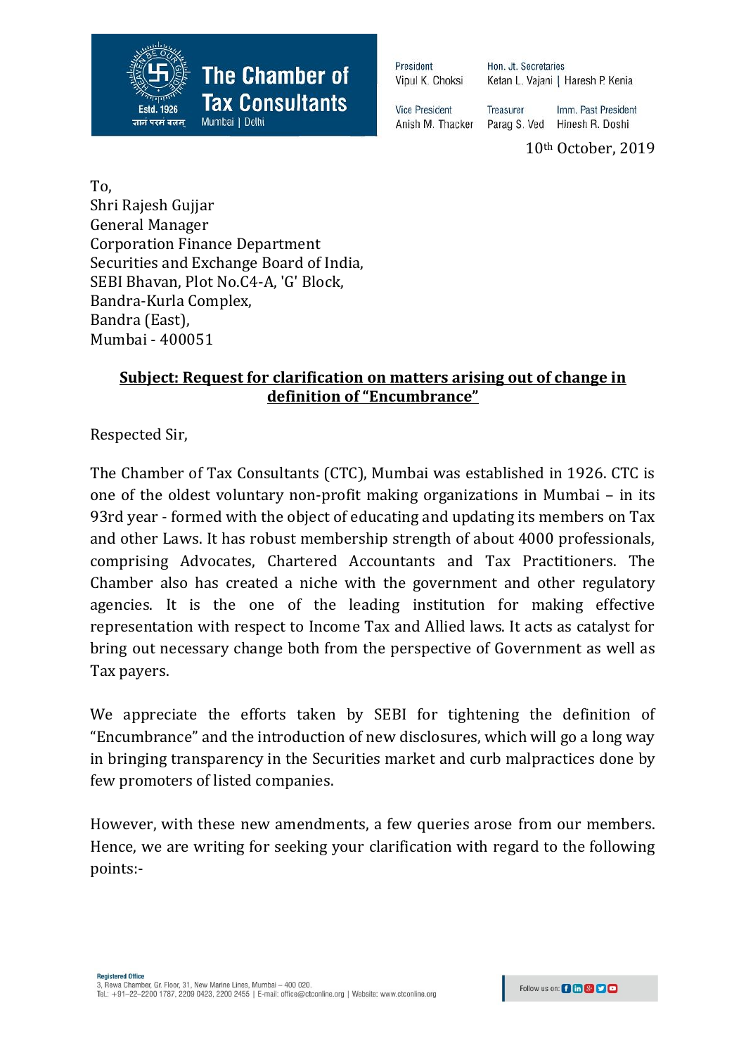**The Chamber of Tax Consultants**
Estd. 1926
Mumbai | Delhi

President: Vipul K. Choksi
Hon. Jt. Secretaries: Ketan L. Vajani | Haresh P. Kenia
Vice President: Anish M. Thacker
Treasurer: Parag S. Ved
Imm. Past President: Hinesh R. Doshi

10th October, 2019

To,
Shri Rajesh Gujjar
General Manager
Corporation Finance Department
Securities and Exchange Board of India,
SEBI Bhavan, Plot No.C4-A, 'G' Block,
Bandra-Kurla Complex,
Bandra (East),
Mumbai - 400051

**Subject: Request for clarification on matters arising out of change in definition of "Encumbrance"**

Respected Sir,

The Chamber of Tax Consultants (CTC), Mumbai was established in 1926. CTC is one of the oldest voluntary non-profit making organizations in Mumbai – in its 93rd year - formed with the object of educating and updating its members on Tax and other Laws. It has robust membership strength of about 4000 professionals, comprising Advocates, Chartered Accountants and Tax Practitioners. The Chamber also has created a niche with the government and other regulatory agencies. It is the one of the leading institution for making effective representation with respect to Income Tax and Allied laws. It acts as catalyst for bring out necessary change both from the perspective of Government as well as Tax payers.

We appreciate the efforts taken by SEBI for tightening the definition of "Encumbrance" and the introduction of new disclosures, which will go a long way in bringing transparency in the Securities market and curb malpractices done by few promoters of listed companies.

However, with these new amendments, a few queries arose from our members. Hence, we are writing for seeking your clarification with regard to the following points:-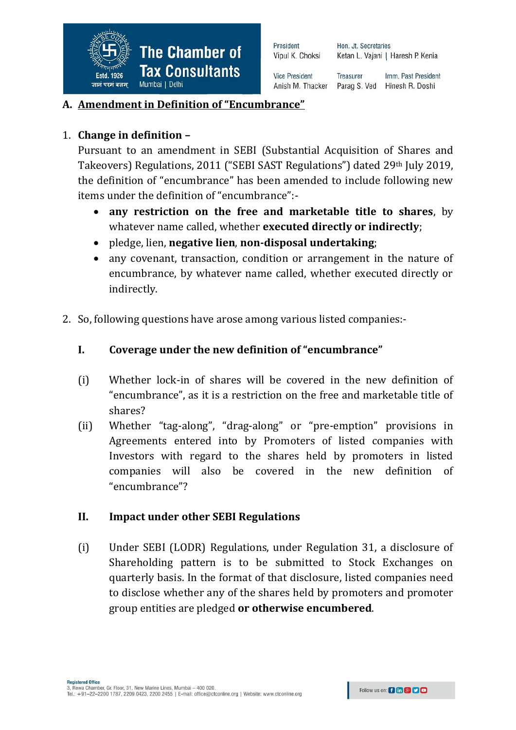## A. Amendment in Definition of "Encumbrance"

1. **Change in definition –**

   Pursuant to an amendment in SEBI (Substantial Acquisition of Shares and Takeovers) Regulations, 2011 ("SEBI SAST Regulations") dated 29th July 2019, the definition of "encumbrance" has been amended to include following new items under the definition of "encumbrance":-

   - **any restriction on the free and marketable title to shares**, by whatever name called, whether **executed directly or indirectly**;
   - pledge, lien, **negative lien**, **non-disposal undertaking**;
   - any covenant, transaction, condition or arrangement in the nature of encumbrance, by whatever name called, whether executed directly or indirectly.

2. So, following questions have arose among various listed companies:-

   **I. Coverage under the new definition of "encumbrance"**

   (i) Whether lock-in of shares will be covered in the new definition of "encumbrance", as it is a restriction on the free and marketable title of shares?

   (ii) Whether "tag-along", "drag-along" or "pre-emption" provisions in Agreements entered into by Promoters of listed companies with Investors with regard to the shares held by promoters in listed companies will also be covered in the new definition of "encumbrance"?

   **II. Impact under other SEBI Regulations**

   (i) Under SEBI (LODR) Regulations, under Regulation 31, a disclosure of Shareholding pattern is to be submitted to Stock Exchanges on quarterly basis. In the format of that disclosure, listed companies need to disclose whether any of the shares held by promoters and promoter group entities are pledged **or otherwise encumbered**.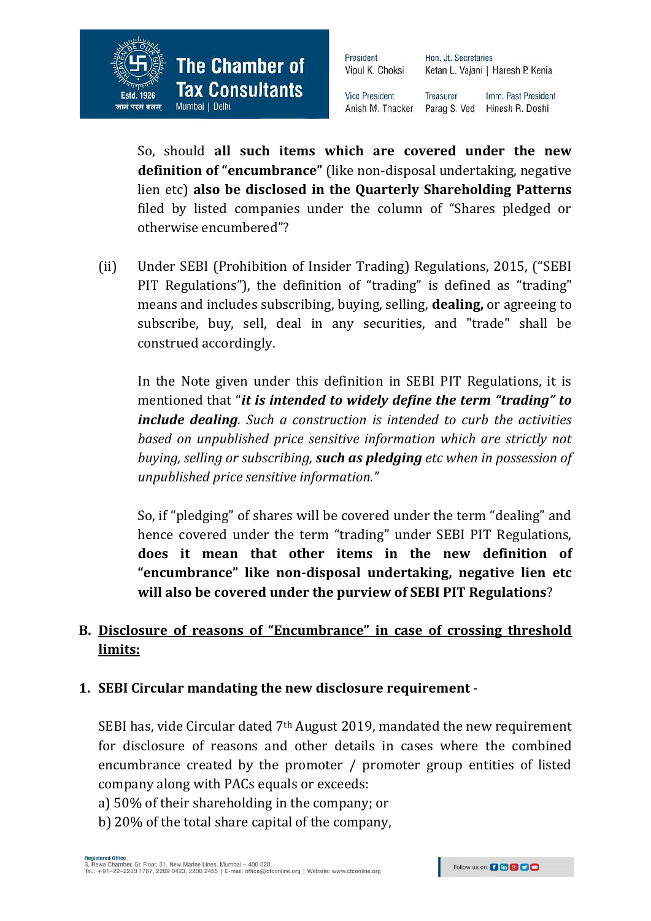So, should **all such items which are covered under the new definition of "encumbrance"** (like non-disposal undertaking, negative lien etc) **also be disclosed in the Quarterly Shareholding Patterns** filed by listed companies under the column of "Shares pledged or otherwise encumbered"?

(ii) Under SEBI (Prohibition of Insider Trading) Regulations, 2015, ("SEBI PIT Regulations"), the definition of "trading" is defined as "trading" means and includes subscribing, buying, selling, **dealing,** or agreeing to subscribe, buy, sell, deal in any securities, and "trade" shall be construed accordingly.

In the Note given under this definition in SEBI PIT Regulations, it is mentioned that "***it is intended to widely define the term "trading" to include dealing****. Such a construction is intended to curb the activities based on unpublished price sensitive information which are strictly not buying, selling or subscribing,* ***such as pledging*** *etc when in possession of unpublished price sensitive information."*

So, if "pledging" of shares will be covered under the term "dealing" and hence covered under the term "trading" under SEBI PIT Regulations, **does it mean that other items in the new definition of "encumbrance" like non-disposal undertaking, negative lien etc will also be covered under the purview of SEBI PIT Regulations**?

## B. <u>Disclosure of reasons of "Encumbrance" in case of crossing threshold limits:</u>

### 1. SEBI Circular mandating the new disclosure requirement -

SEBI has, vide Circular dated 7th August 2019, mandated the new requirement for disclosure of reasons and other details in cases where the combined encumbrance created by the promoter / promoter group entities of listed company along with PACs equals or exceeds:

a) 50% of their shareholding in the company; or
b) 20% of the total share capital of the company,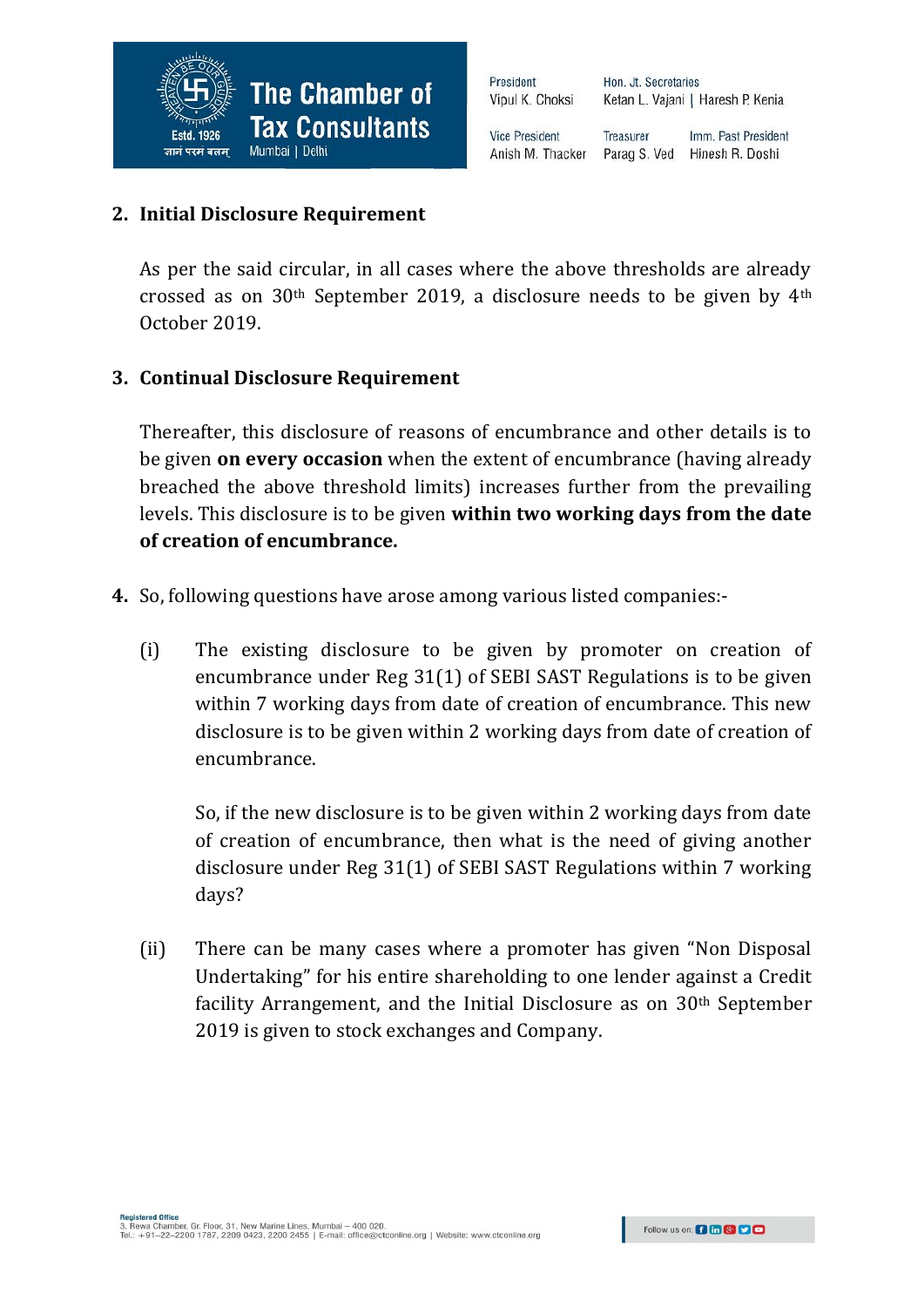2. **Initial Disclosure Requirement**

   As per the said circular, in all cases where the above thresholds are already crossed as on 30th September 2019, a disclosure needs to be given by 4th October 2019.

3. **Continual Disclosure Requirement**

   Thereafter, this disclosure of reasons of encumbrance and other details is to be given **on every occasion** when the extent of encumbrance (having already breached the above threshold limits) increases further from the prevailing levels. This disclosure is to be given **within two working days from the date of creation of encumbrance.**

4. So, following questions have arose among various listed companies:-

   (i) The existing disclosure to be given by promoter on creation of encumbrance under Reg 31(1) of SEBI SAST Regulations is to be given within 7 working days from date of creation of encumbrance. This new disclosure is to be given within 2 working days from date of creation of encumbrance.

   So, if the new disclosure is to be given within 2 working days from date of creation of encumbrance, then what is the need of giving another disclosure under Reg 31(1) of SEBI SAST Regulations within 7 working days?

   (ii) There can be many cases where a promoter has given "Non Disposal Undertaking" for his entire shareholding to one lender against a Credit facility Arrangement, and the Initial Disclosure as on 30th September 2019 is given to stock exchanges and Company.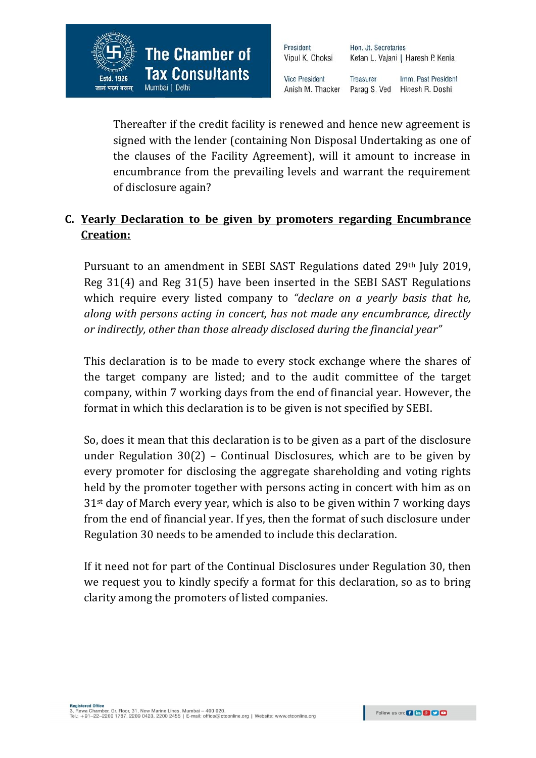Thereafter if the credit facility is renewed and hence new agreement is signed with the lender (containing Non Disposal Undertaking as one of the clauses of the Facility Agreement), will it amount to increase in encumbrance from the prevailing levels and warrant the requirement of disclosure again?

## C. Yearly Declaration to be given by promoters regarding Encumbrance Creation:

Pursuant to an amendment in SEBI SAST Regulations dated 29th July 2019, Reg 31(4) and Reg 31(5) have been inserted in the SEBI SAST Regulations which require every listed company to *"declare on a yearly basis that he, along with persons acting in concert, has not made any encumbrance, directly or indirectly, other than those already disclosed during the financial year"*

This declaration is to be made to every stock exchange where the shares of the target company are listed; and to the audit committee of the target company, within 7 working days from the end of financial year. However, the format in which this declaration is to be given is not specified by SEBI.

So, does it mean that this declaration is to be given as a part of the disclosure under Regulation 30(2) – Continual Disclosures, which are to be given by every promoter for disclosing the aggregate shareholding and voting rights held by the promoter together with persons acting in concert with him as on 31st day of March every year, which is also to be given within 7 working days from the end of financial year. If yes, then the format of such disclosure under Regulation 30 needs to be amended to include this declaration.

If it need not for part of the Continual Disclosures under Regulation 30, then we request you to kindly specify a format for this declaration, so as to bring clarity among the promoters of listed companies.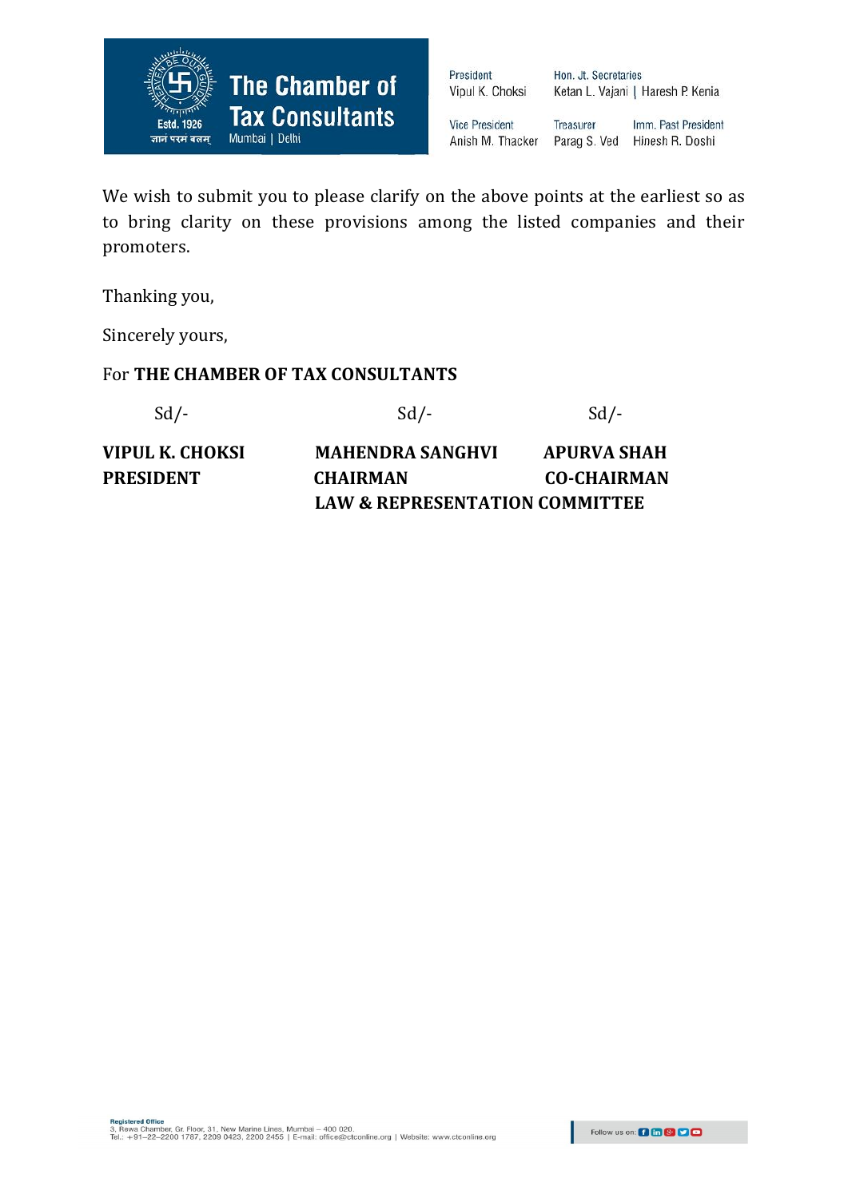We wish to submit you to please clarify on the above points at the earliest so as to bring clarity on these provisions among the listed companies and their promoters.

Thanking you,

Sincerely yours,

For **THE CHAMBER OF TAX CONSULTANTS**

| | | |
|---|---|---|
| Sd/- | Sd/- | Sd/- |
| **VIPUL K. CHOKSI** | **MAHENDRA SANGHVI** | **APURVA SHAH** |
| **PRESIDENT** | **CHAIRMAN** | **CO-CHAIRMAN** |
| | **LAW & REPRESENTATION COMMITTEE** | |